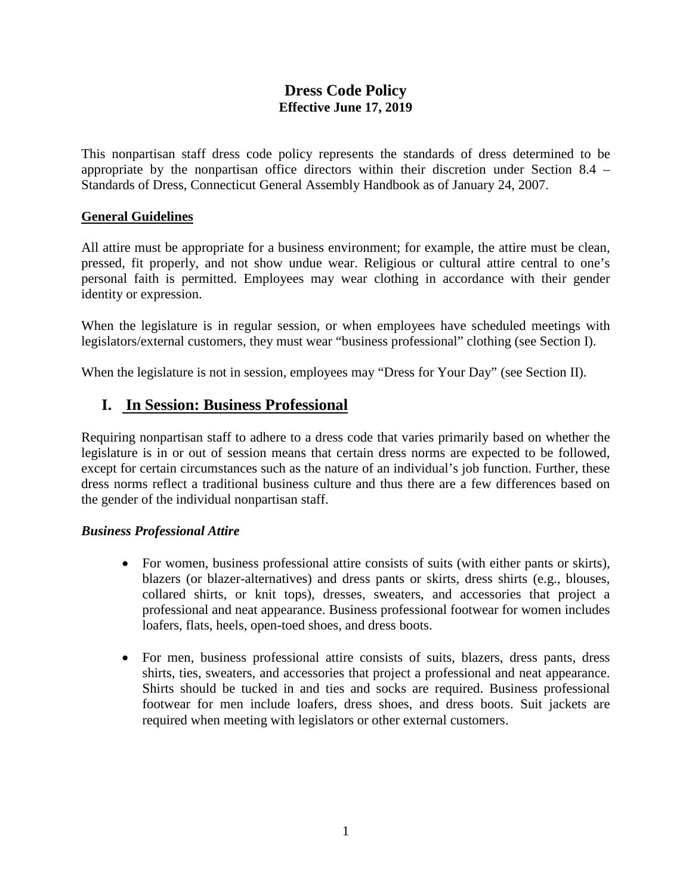# Dress Code Policy

**Effective June 17, 2019**

This nonpartisan staff dress code policy represents the standards of dress determined to be appropriate by the nonpartisan office directors within their discretion under Section 8.4 – Standards of Dress, Connecticut General Assembly Handbook as of January 24, 2007.

## General Guidelines

All attire must be appropriate for a business environment; for example, the attire must be clean, pressed, fit properly, and not show undue wear. Religious or cultural attire central to one's personal faith is permitted. Employees may wear clothing in accordance with their gender identity or expression.

When the legislature is in regular session, or when employees have scheduled meetings with legislators/external customers, they must wear "business professional" clothing (see Section I).

When the legislature is not in session, employees may "Dress for Your Day" (see Section II).

## I. In Session: Business Professional

Requiring nonpartisan staff to adhere to a dress code that varies primarily based on whether the legislature is in or out of session means that certain dress norms are expected to be followed, except for certain circumstances such as the nature of an individual's job function. Further, these dress norms reflect a traditional business culture and thus there are a few differences based on the gender of the individual nonpartisan staff.

### *Business Professional Attire*

- For women, business professional attire consists of suits (with either pants or skirts), blazers (or blazer-alternatives) and dress pants or skirts, dress shirts (e.g., blouses, collared shirts, or knit tops), dresses, sweaters, and accessories that project a professional and neat appearance. Business professional footwear for women includes loafers, flats, heels, open-toed shoes, and dress boots.

- For men, business professional attire consists of suits, blazers, dress pants, dress shirts, ties, sweaters, and accessories that project a professional and neat appearance. Shirts should be tucked in and ties and socks are required. Business professional footwear for men include loafers, dress shoes, and dress boots. Suit jackets are required when meeting with legislators or other external customers.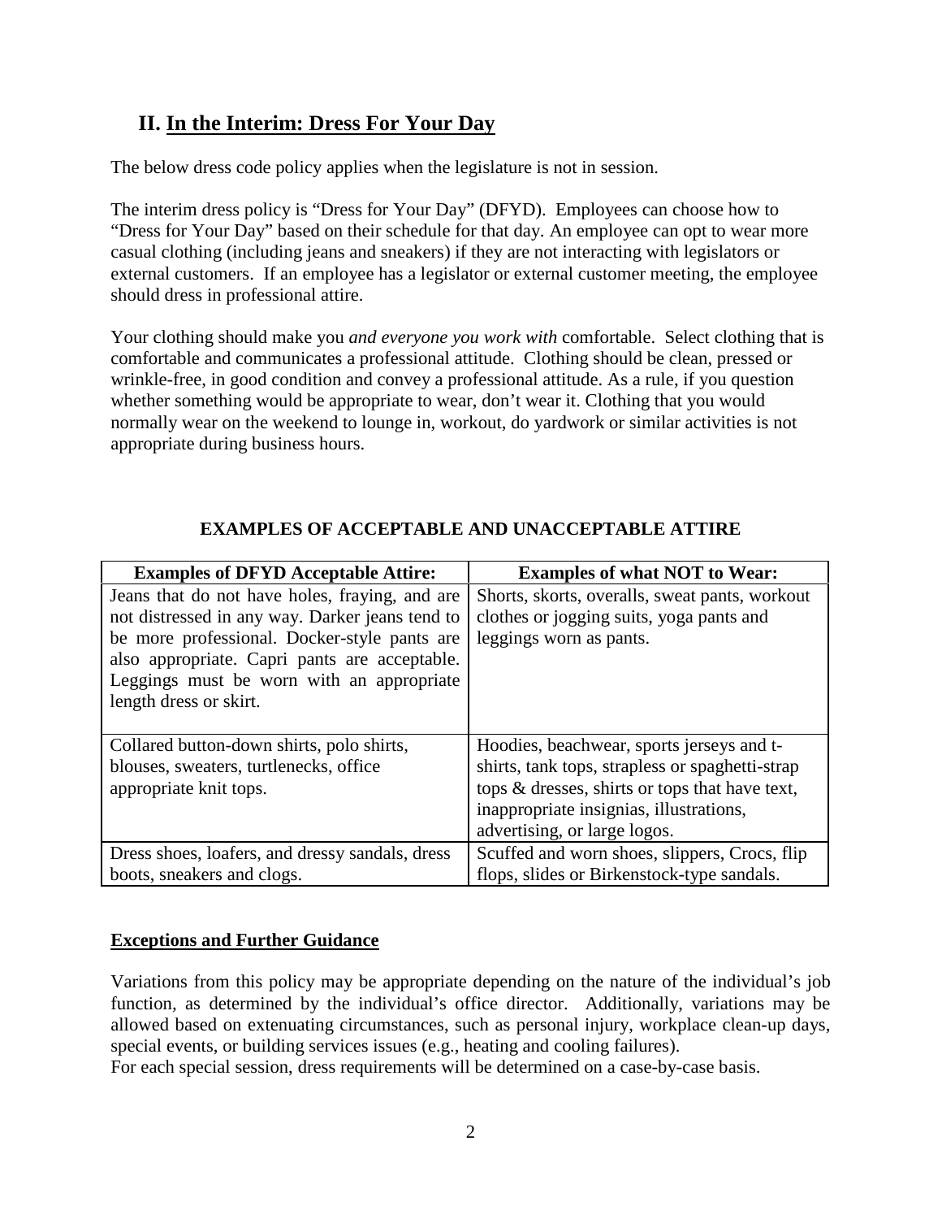## II. In the Interim: Dress For Your Day

The below dress code policy applies when the legislature is not in session.

The interim dress policy is "Dress for Your Day" (DFYD). Employees can choose how to "Dress for Your Day" based on their schedule for that day. An employee can opt to wear more casual clothing (including jeans and sneakers) if they are not interacting with legislators or external customers. If an employee has a legislator or external customer meeting, the employee should dress in professional attire.

Your clothing should make you *and everyone you work with* comfortable. Select clothing that is comfortable and communicates a professional attitude. Clothing should be clean, pressed or wrinkle-free, in good condition and convey a professional attitude. As a rule, if you question whether something would be appropriate to wear, don't wear it. Clothing that you would normally wear on the weekend to lounge in, workout, do yardwork or similar activities is not appropriate during business hours.

**EXAMPLES OF ACCEPTABLE AND UNACCEPTABLE ATTIRE**

| Examples of DFYD Acceptable Attire: | Examples of what NOT to Wear: |
|---|---|
| Jeans that do not have holes, fraying, and are not distressed in any way. Darker jeans tend to be more professional. Docker-style pants are also appropriate. Capri pants are acceptable. Leggings must be worn with an appropriate length dress or skirt. | Shorts, skorts, overalls, sweat pants, workout clothes or jogging suits, yoga pants and leggings worn as pants. |
| Collared button-down shirts, polo shirts, blouses, sweaters, turtlenecks, office appropriate knit tops. | Hoodies, beachwear, sports jerseys and t-shirts, tank tops, strapless or spaghetti-strap tops & dresses, shirts or tops that have text, inappropriate insignias, illustrations, advertising, or large logos. |
| Dress shoes, loafers, and dressy sandals, dress boots, sneakers and clogs. | Scuffed and worn shoes, slippers, Crocs, flip flops, slides or Birkenstock-type sandals. |

**Exceptions and Further Guidance**

Variations from this policy may be appropriate depending on the nature of the individual's job function, as determined by the individual's office director. Additionally, variations may be allowed based on extenuating circumstances, such as personal injury, workplace clean-up days, special events, or building services issues (e.g., heating and cooling failures).
For each special session, dress requirements will be determined on a case-by-case basis.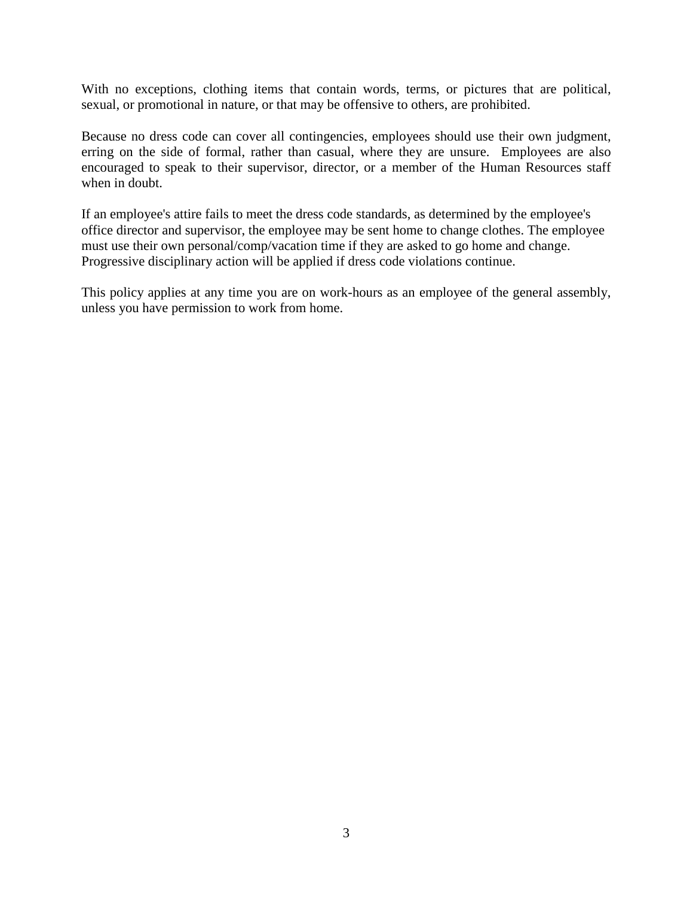With no exceptions, clothing items that contain words, terms, or pictures that are political, sexual, or promotional in nature, or that may be offensive to others, are prohibited.

Because no dress code can cover all contingencies, employees should use their own judgment, erring on the side of formal, rather than casual, where they are unsure. Employees are also encouraged to speak to their supervisor, director, or a member of the Human Resources staff when in doubt.

If an employee's attire fails to meet the dress code standards, as determined by the employee's office director and supervisor, the employee may be sent home to change clothes. The employee must use their own personal/comp/vacation time if they are asked to go home and change. Progressive disciplinary action will be applied if dress code violations continue.

This policy applies at any time you are on work-hours as an employee of the general assembly, unless you have permission to work from home.